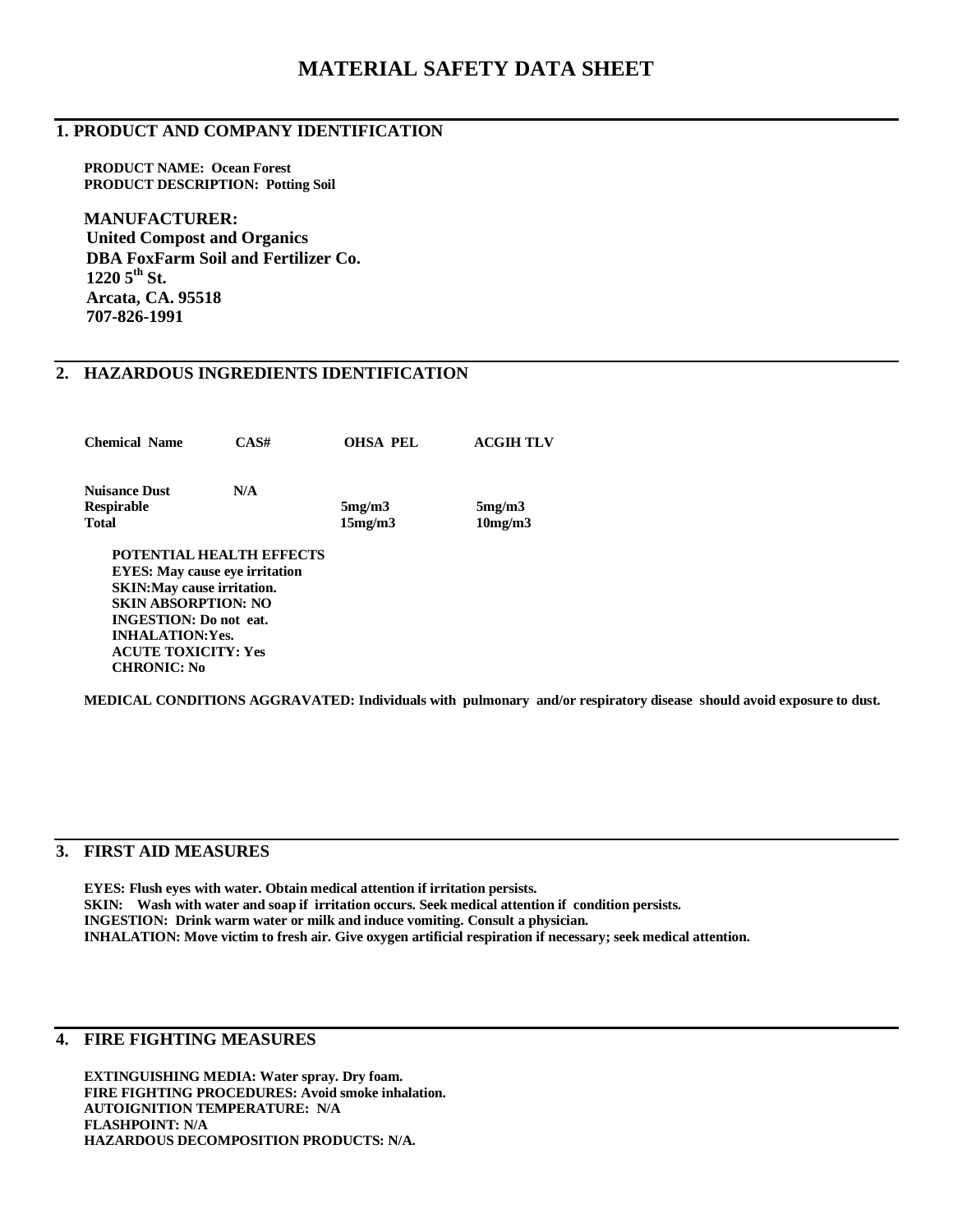# MATERIAL SAFETY DATA SHEET

## 1. PRODUCT AND COMPANY IDENTIFICATION

**PRODUCT NAME: Ocean Forest**
**PRODUCT DESCRIPTION: Potting Soil**

**MANUFACTURER:**
**United Compost and Organics**
**DBA FoxFarm Soil and Fertilizer Co.**
**1220 5th St.**
**Arcata, CA. 95518**
**707-826-1991**

## 2. HAZARDOUS INGREDIENTS IDENTIFICATION

| Chemical Name | CAS# | OHSA PEL | ACGIH TLV |
|---|---|---|---|
| Nuisance Dust | N/A | | |
| Respirable | | 5mg/m3 | 5mg/m3 |
| Total | | 15mg/m3 | 10mg/m3 |

**POTENTIAL HEALTH EFFECTS**
**EYES: May cause eye irritation**
**SKIN:May cause irritation.**
**SKIN ABSORPTION: NO**
**INGESTION: Do not eat.**
**INHALATION:Yes.**
**ACUTE TOXICITY: Yes**
**CHRONIC: No**

**MEDICAL CONDITIONS AGGRAVATED: Individuals with pulmonary and/or respiratory disease should avoid exposure to dust.**

## 3. FIRST AID MEASURES

**EYES: Flush eyes with water. Obtain medical attention if irritation persists.**
**SKIN: Wash with water and soap if irritation occurs. Seek medical attention if condition persists.**
**INGESTION: Drink warm water or milk and induce vomiting. Consult a physician.**
**INHALATION: Move victim to fresh air. Give oxygen artificial respiration if necessary; seek medical attention.**

## 4. FIRE FIGHTING MEASURES

**EXTINGUISHING MEDIA: Water spray. Dry foam.**
**FIRE FIGHTING PROCEDURES: Avoid smoke inhalation.**
**AUTOIGNITION TEMPERATURE: N/A**
**FLASHPOINT: N/A**
**HAZARDOUS DECOMPOSITION PRODUCTS: N/A.**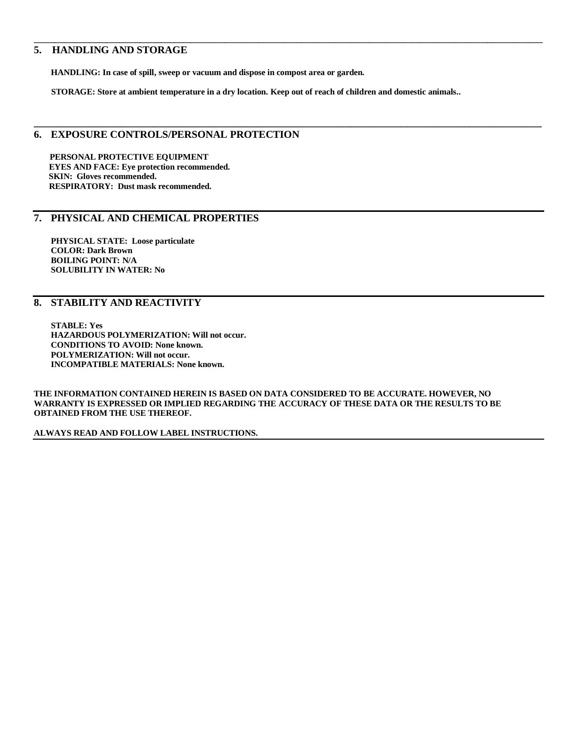## 5. HANDLING AND STORAGE

**HANDLING: In case of spill, sweep or vacuum and dispose in compost area or garden.**

**STORAGE: Store at ambient temperature in a dry location. Keep out of reach of children and domestic animals..**

## 6. EXPOSURE CONTROLS/PERSONAL PROTECTION

**PERSONAL PROTECTIVE EQUIPMENT**
**EYES AND FACE: Eye protection recommended.**
**SKIN: Gloves recommended.**
**RESPIRATORY: Dust mask recommended.**

## 7. PHYSICAL AND CHEMICAL PROPERTIES

**PHYSICAL STATE: Loose particulate**
**COLOR: Dark Brown**
**BOILING POINT: N/A**
**SOLUBILITY IN WATER: No**

## 8. STABILITY AND REACTIVITY

**STABLE: Yes**
**HAZARDOUS POLYMERIZATION: Will not occur.**
**CONDITIONS TO AVOID: None known.**
**POLYMERIZATION: Will not occur.**
**INCOMPATIBLE MATERIALS: None known.**

**THE INFORMATION CONTAINED HEREIN IS BASED ON DATA CONSIDERED TO BE ACCURATE. HOWEVER, NO WARRANTY IS EXPRESSED OR IMPLIED REGARDING THE ACCURACY OF THESE DATA OR THE RESULTS TO BE OBTAINED FROM THE USE THEREOF.**

**ALWAYS READ AND FOLLOW LABEL INSTRUCTIONS.**